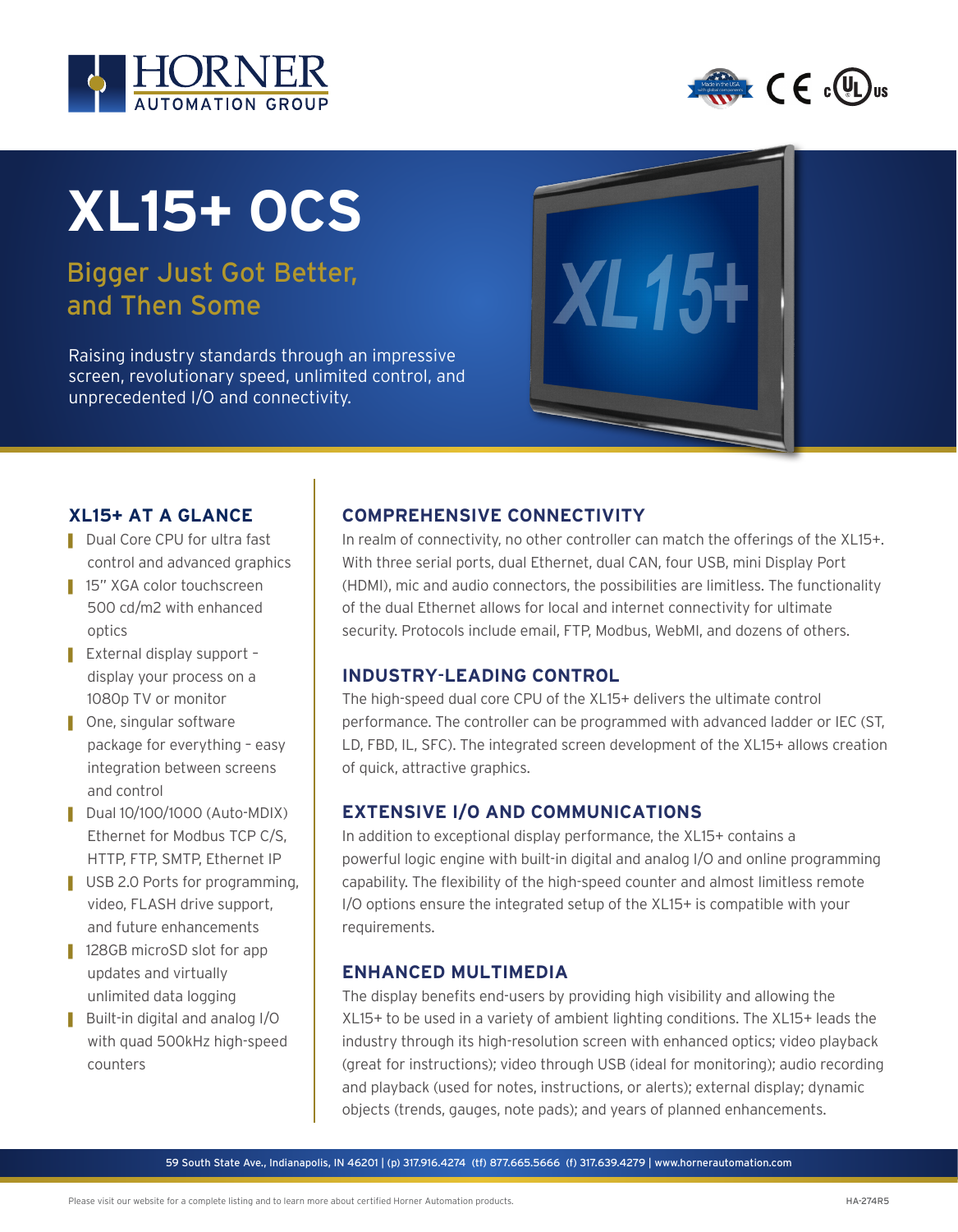# XL15+ OCS

## Bigger Just Got Better, and Then Some

Raising industry standards through an impressive screen, revolutionary speed, unlimited control, and unprecedented I/O and connectivity.

### XL15+ AT A GLANCE

- Dual Core CPU for ultra fast control and advanced graphics
- 15" XGA color touchscreen 500 cd/m2 with enhanced optics
- External display support – display your process on a 1080p TV or monitor
- One, singular software package for everything – easy integration between screens and control
- Dual 10/100/1000 (Auto-MDIX) Ethernet for Modbus TCP C/S, HTTP, FTP, SMTP, Ethernet IP
- USB 2.0 Ports for programming, video, FLASH drive support, and future enhancements
- 128GB microSD slot for app updates and virtually unlimited data logging
- Built-in digital and analog I/O with quad 500kHz high-speed counters

### COMPREHENSIVE CONNECTIVITY

In realm of connectivity, no other controller can match the offerings of the XL15+. With three serial ports, dual Ethernet, dual CAN, four USB, mini Display Port (HDMI), mic and audio connectors, the possibilities are limitless. The functionality of the dual Ethernet allows for local and internet connectivity for ultimate security. Protocols include email, FTP, Modbus, WebMI, and dozens of others.

### INDUSTRY-LEADING CONTROL

The high-speed dual core CPU of the XL15+ delivers the ultimate control performance. The controller can be programmed with advanced ladder or IEC (ST, LD, FBD, IL, SFC). The integrated screen development of the XL15+ allows creation of quick, attractive graphics.

### EXTENSIVE I/O AND COMMUNICATIONS

In addition to exceptional display performance, the XL15+ contains a powerful logic engine with built-in digital and analog I/O and online programming capability. The flexibility of the high-speed counter and almost limitless remote I/O options ensure the integrated setup of the XL15+ is compatible with your requirements.

### ENHANCED MULTIMEDIA

The display benefits end-users by providing high visibility and allowing the XL15+ to be used in a variety of ambient lighting conditions. The XL15+ leads the industry through its high-resolution screen with enhanced optics; video playback (great for instructions); video through USB (ideal for monitoring); audio recording and playback (used for notes, instructions, or alerts); external display; dynamic objects (trends, gauges, note pads); and years of planned enhancements.

59 South State Ave., Indianapolis, IN 46201 | (p) 317.916.4274 (tf) 877.665.5666 (f) 317.639.4279 | www.hornerautomation.com

Please visit our website for a complete listing and to learn more about certified Horner Automation products.

HA-274R5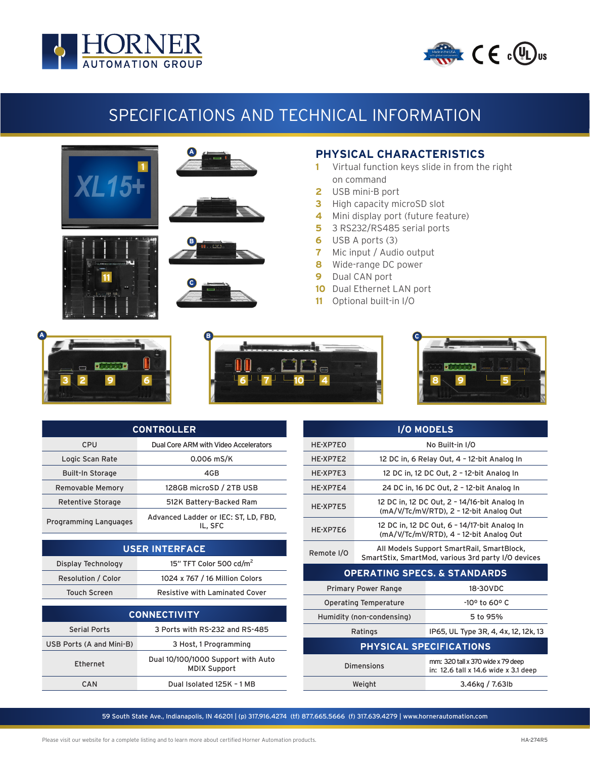# SPECIFICATIONS AND TECHNICAL INFORMATION

## PHYSICAL CHARACTERISTICS

1. Virtual function keys slide in from the right on command
2. USB mini-B port
3. High capacity microSD slot
4. Mini display port (future feature)
5. 3 RS232/RS485 serial ports
6. USB A ports (3)
7. Mic input / Audio output
8. Wide-range DC power
9. Dual CAN port
10. Dual Ethernet LAN port
11. Optional built-in I/O

| CONTROLLER | |
|---|---|
| CPU | Dual Core ARM with Video Accelerators |
| Logic Scan Rate | 0.006 mS/K |
| Built-In Storage | 4GB |
| Removable Memory | 128GB microSD / 2TB USB |
| Retentive Storage | 512K Battery-Backed Ram |
| Programming Languages | Advanced Ladder or IEC: ST, LD, FBD, IL, SFC |

| USER INTERFACE | |
|---|---|
| Display Technology | 15" TFT Color 500 cd/m$^2$ |
| Resolution / Color | 1024 x 767 / 16 Million Colors |
| Touch Screen | Resistive with Laminated Cover |

| CONNECTIVITY | |
|---|---|
| Serial Ports | 3 Ports with RS-232 and RS-485 |
| USB Ports (A and Mini-B) | 3 Host, 1 Programming |
| Ethernet | Dual 10/100/1000 Support with Auto MDIX Support |
| CAN | Dual Isolated 125K - 1 MB |

| I/O MODELS | |
|---|---|
| HE-XP7E0 | No Built-in I/O |
| HE-XP7E2 | 12 DC in, 6 Relay Out, 4 - 12-bit Analog In |
| HE-XP7E3 | 12 DC in, 12 DC Out, 2 - 12-bit Analog In |
| HE-XP7E4 | 24 DC in, 16 DC Out, 2 - 12-bit Analog In |
| HE-XP7E5 | 12 DC in, 12 DC Out, 2 - 14/16-bit Analog In (mA/V/Tc/mV/RTD), 2 - 12-bit Analog Out |
| HE-XP7E6 | 12 DC in, 12 DC Out, 6 - 14/17-bit Analog In (mA/V/Tc/mV/RTD), 4 - 12-bit Analog Out |
| Remote I/O | All Models Support SmartRail, SmartBlock, SmartStix, SmartMod, various 3rd party I/O devices |

| OPERATING SPECS. & STANDARDS | |
|---|---|
| Primary Power Range | 18-30VDC |
| Operating Temperature | -10º to 60º C |
| Humidity (non-condensing) | 5 to 95% |
| Ratings | IP65, UL Type 3R, 4, 4x, 12, 12k, 13 |

| PHYSICAL SPECIFICATIONS | |
|---|---|
| Dimensions | mm: 320 tall x 370 wide x 79 deep<br>in: 12.6 tall x 14.6 wide x 3.1 deep |
| Weight | 3.46kg / 7.63lb |

59 South State Ave., Indianapolis, IN 46201 | (p) 317.916.4274 (tf) 877.665.5666 (f) 317.639.4279 | www.hornerautomation.com

Please visit our website for a complete listing and to learn more about certified Horner Automation products.

HA-274R5